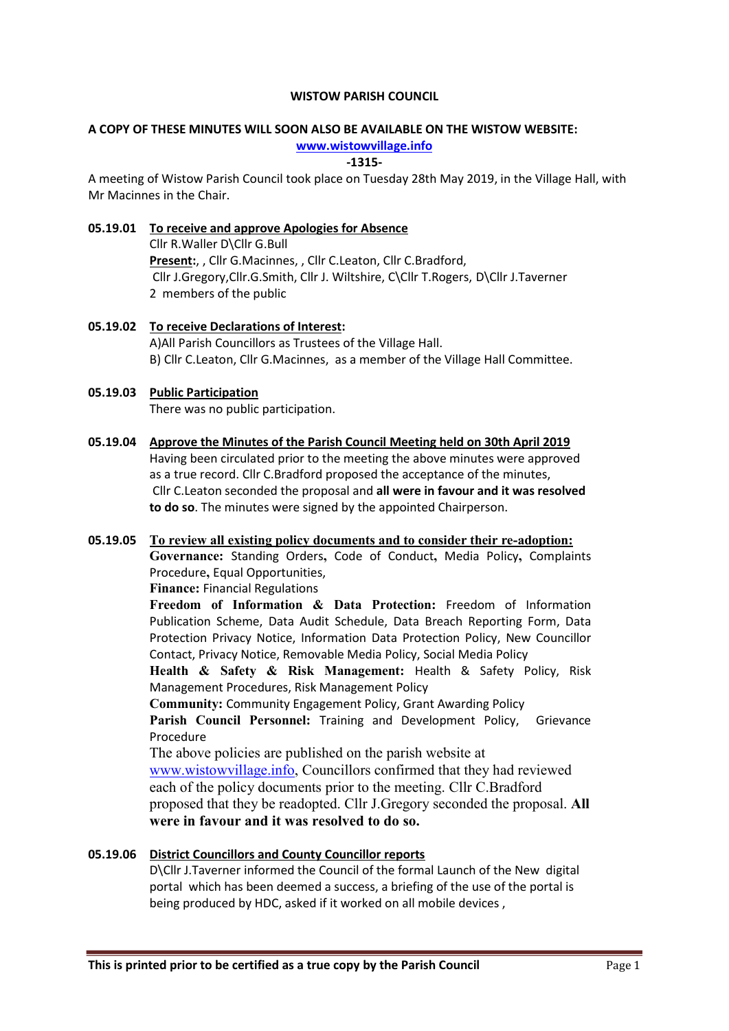**WISTOW PARISH COUNCIL**

**A COPY OF THESE MINUTES WILL SOON ALSO BE AVAILABLE ON THE WISTOW WEBSITE:**
**www.wistowvillage.info**

**-1315-**

A meeting of Wistow Parish Council took place on Tuesday 28th May 2019, in the Village Hall, with Mr Macinnes in the Chair.

**05.19.01 To receive and approve Apologies for Absence**

Cllr R.Waller D\Cllr G.Bull

**Present:**, , Cllr G.Macinnes, , Cllr C.Leaton, Cllr C.Bradford, Cllr J.Gregory,Cllr.G.Smith, Cllr J. Wiltshire, C\Cllr T.Rogers, D\Cllr J.Taverner

2 members of the public

**05.19.02 To receive Declarations of Interest:**

A)All Parish Councillors as Trustees of the Village Hall.

B) Cllr C.Leaton, Cllr G.Macinnes, as a member of the Village Hall Committee.

**05.19.03 Public Participation**

There was no public participation.

**05.19.04 Approve the Minutes of the Parish Council Meeting held on 30th April 2019**

Having been circulated prior to the meeting the above minutes were approved as a true record. Cllr C.Bradford proposed the acceptance of the minutes, Cllr C.Leaton seconded the proposal and **all were in favour and it was resolved to do so**. The minutes were signed by the appointed Chairperson.

**05.19.05 To review all existing policy documents and to consider their re-adoption:**

**Governance:** Standing Orders**,** Code of Conduct**,** Media Policy**,** Complaints Procedure**,** Equal Opportunities,

**Finance:** Financial Regulations

**Freedom of Information & Data Protection:** Freedom of Information Publication Scheme, Data Audit Schedule, Data Breach Reporting Form, Data Protection Privacy Notice, Information Data Protection Policy, New Councillor Contact, Privacy Notice, Removable Media Policy, Social Media Policy

**Health & Safety & Risk Management:** Health & Safety Policy, Risk Management Procedures, Risk Management Policy

**Community:** Community Engagement Policy, Grant Awarding Policy

**Parish Council Personnel:** Training and Development Policy, Grievance Procedure

The above policies are published on the parish website at www.wistowvillage.info, Councillors confirmed that they had reviewed each of the policy documents prior to the meeting. Cllr C.Bradford proposed that they be readopted. Cllr J.Gregory seconded the proposal. **All were in favour and it was resolved to do so.**

**05.19.06 District Councillors and County Councillor reports**

D\Cllr J.Taverner informed the Council of the formal Launch of the New digital portal which has been deemed a success, a briefing of the use of the portal is being produced by HDC, asked if it worked on all mobile devices ,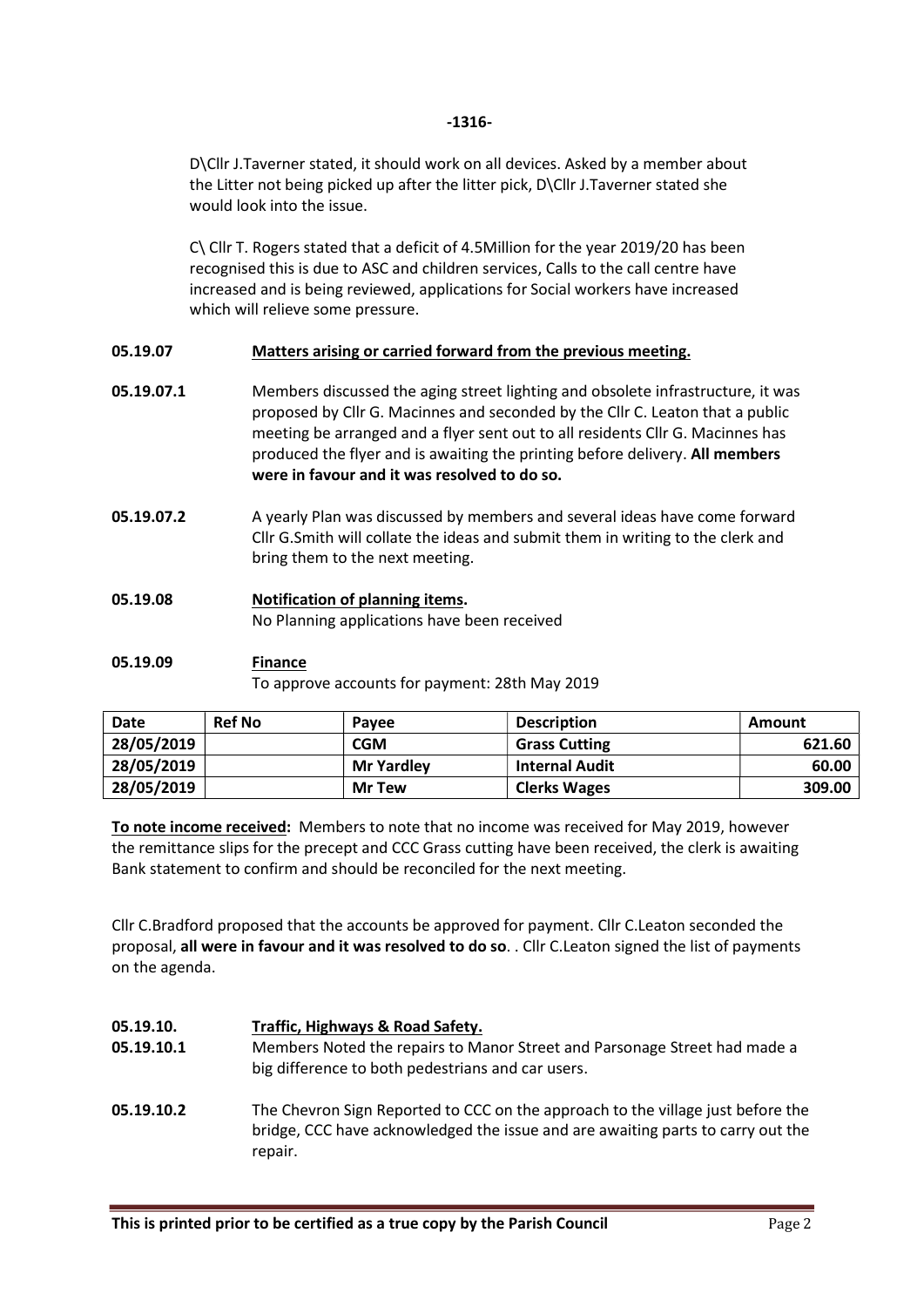**-1316-**

D\Cllr J.Taverner stated, it should work on all devices. Asked by a member about the Litter not being picked up after the litter pick, D\Cllr J.Taverner stated she would look into the issue.

C\ Cllr T. Rogers stated that a deficit of 4.5Million for the year 2019/20 has been recognised this is due to ASC and children services, Calls to the call centre have increased and is being reviewed, applications for Social workers have increased which will relieve some pressure.

**05.19.07** **Matters arising or carried forward from the previous meeting.**

**05.19.07.1** Members discussed the aging street lighting and obsolete infrastructure, it was proposed by Cllr G. Macinnes and seconded by the Cllr C. Leaton that a public meeting be arranged and a flyer sent out to all residents Cllr G. Macinnes has produced the flyer and is awaiting the printing before delivery. **All members were in favour and it was resolved to do so.**

**05.19.07.2** A yearly Plan was discussed by members and several ideas have come forward Cllr G.Smith will collate the ideas and submit them in writing to the clerk and bring them to the next meeting.

**05.19.08** **Notification of planning items.**
No Planning applications have been received

**05.19.09** **Finance**
To approve accounts for payment: 28th May 2019

| Date | Ref No | Payee | Description | Amount |
|---|---|---|---|---|
| **28/05/2019** | | **CGM** | **Grass Cutting** | **621.60** |
| **28/05/2019** | | **Mr Yardley** | **Internal Audit** | **60.00** |
| **28/05/2019** | | **Mr Tew** | **Clerks Wages** | **309.00** |

**To note income received:** Members to note that no income was received for May 2019, however the remittance slips for the precept and CCC Grass cutting have been received, the clerk is awaiting Bank statement to confirm and should be reconciled for the next meeting.

Cllr C.Bradford proposed that the accounts be approved for payment. Cllr C.Leaton seconded the proposal, **all were in favour and it was resolved to do so**. . Cllr C.Leaton signed the list of payments on the agenda.

**05.19.10.** **Traffic, Highways & Road Safety.**

**05.19.10.1** Members Noted the repairs to Manor Street and Parsonage Street had made a big difference to both pedestrians and car users.

**05.19.10.2** The Chevron Sign Reported to CCC on the approach to the village just before the bridge, CCC have acknowledged the issue and are awaiting parts to carry out the repair.

**This is printed prior to be certified as a true copy by the Parish Council**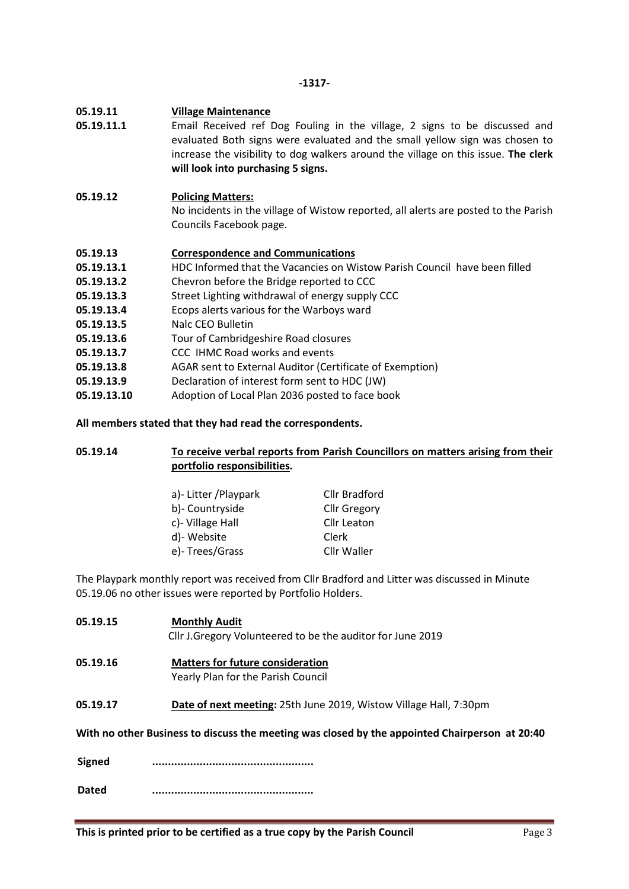**-1317-**

**05.19.11** **Village Maintenance**

**05.19.11.1** Email Received ref Dog Fouling in the village, 2 signs to be discussed and evaluated Both signs were evaluated and the small yellow sign was chosen to increase the visibility to dog walkers around the village on this issue. **The clerk will look into purchasing 5 signs.**

**05.19.12** **Policing Matters:**

No incidents in the village of Wistow reported, all alerts are posted to the Parish Councils Facebook page.

**05.19.13** **Correspondence and Communications**

**05.19.13.1** HDC Informed that the Vacancies on Wistow Parish Council have been filled
**05.19.13.2** Chevron before the Bridge reported to CCC
**05.19.13.3** Street Lighting withdrawal of energy supply CCC
**05.19.13.4** Ecops alerts various for the Warboys ward
**05.19.13.5** Nalc CEO Bulletin
**05.19.13.6** Tour of Cambridgeshire Road closures
**05.19.13.7** CCC IHMC Road works and events
**05.19.13.8** AGAR sent to External Auditor (Certificate of Exemption)
**05.19.13.9** Declaration of interest form sent to HDC (JW)
**05.19.13.10** Adoption of Local Plan 2036 posted to face book

**All members stated that they had read the correspondents.**

**05.19.14** **To receive verbal reports from Parish Councillors on matters arising from their portfolio responsibilities.**

| | |
|---|---|
| a)- Litter /Playpark | Cllr Bradford |
| b)- Countryside | Cllr Gregory |
| c)- Village Hall | Cllr Leaton |
| d)- Website | Clerk |
| e)- Trees/Grass | Cllr Waller |

The Playpark monthly report was received from Cllr Bradford and Litter was discussed in Minute 05.19.06 no other issues were reported by Portfolio Holders.

**05.19.15** **Monthly Audit**

Cllr J.Gregory Volunteered to be the auditor for June 2019

**05.19.16** **Matters for future consideration**

Yearly Plan for the Parish Council

**05.19.17** **Date of next meeting:** 25th June 2019, Wistow Village Hall, 7:30pm

**With no other Business to discuss the meeting was closed by the appointed Chairperson at 20:40**

**Signed** ..................................................

**Dated** ..................................................

**This is printed prior to be certified as a true copy by the Parish Council**